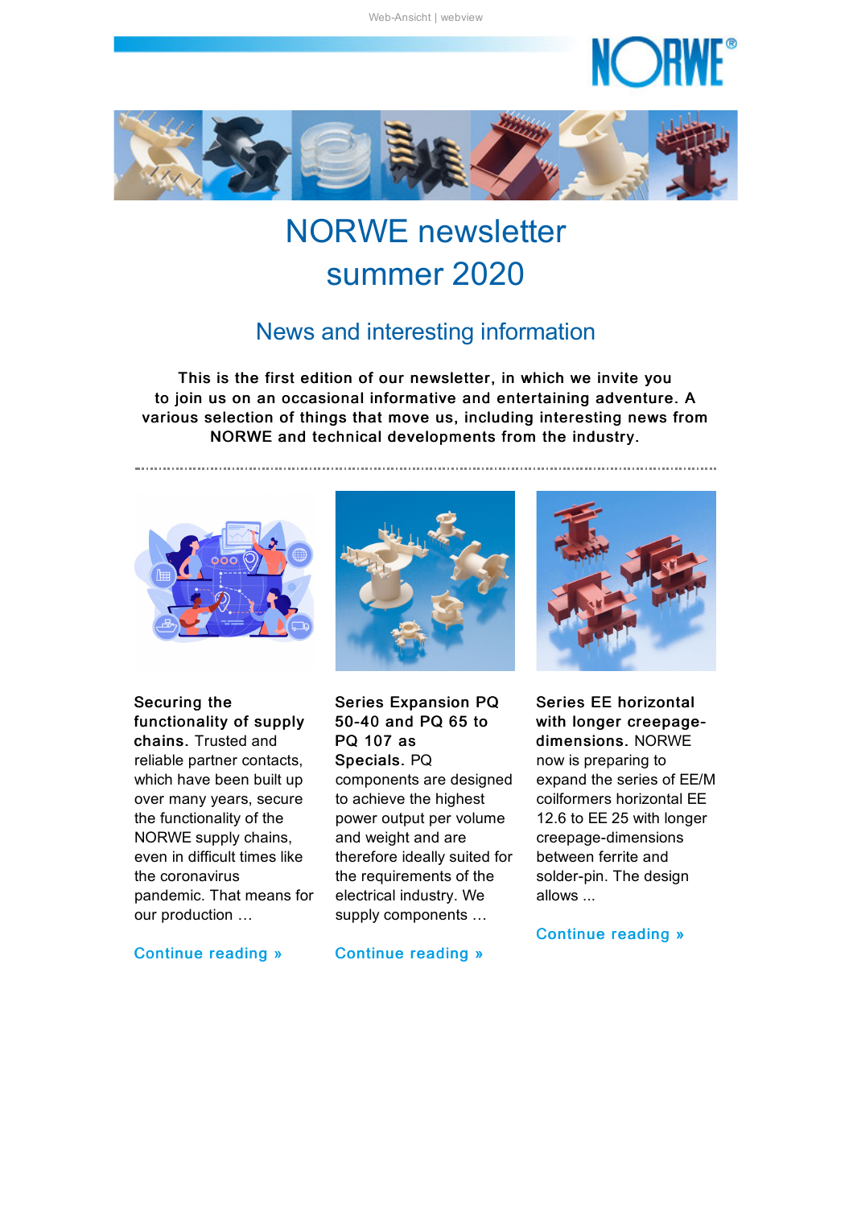Web-Ansicht | webview

# NORWE newsletter summer 2020

## News and interesting information

**This is the first edition of our newsletter, in which we invite you to join us on an occasional informative and entertaining adventure. A various selection of things that move us, including interesting news from NORWE and technical developments from the industry.**

---

**Securing the functionality of supply chains.** Trusted and reliable partner contacts, which have been built up over many years, secure the functionality of the NORWE supply chains, even in difficult times like the coronavirus pandemic. That means for our production …

Continue reading »

**Series Expansion PQ 50-40 and PQ 65 to PQ 107 as Specials.** PQ components are designed to achieve the highest power output per volume and weight and are therefore ideally suited for the requirements of the electrical industry. We supply components …

Continue reading »

**Series EE horizontal with longer creepage-dimensions.** NORWE now is preparing to expand the series of EE/M coilformers horizontal EE 12.6 to EE 25 with longer creepage-dimensions between ferrite and solder-pin. The design allows ...

Continue reading »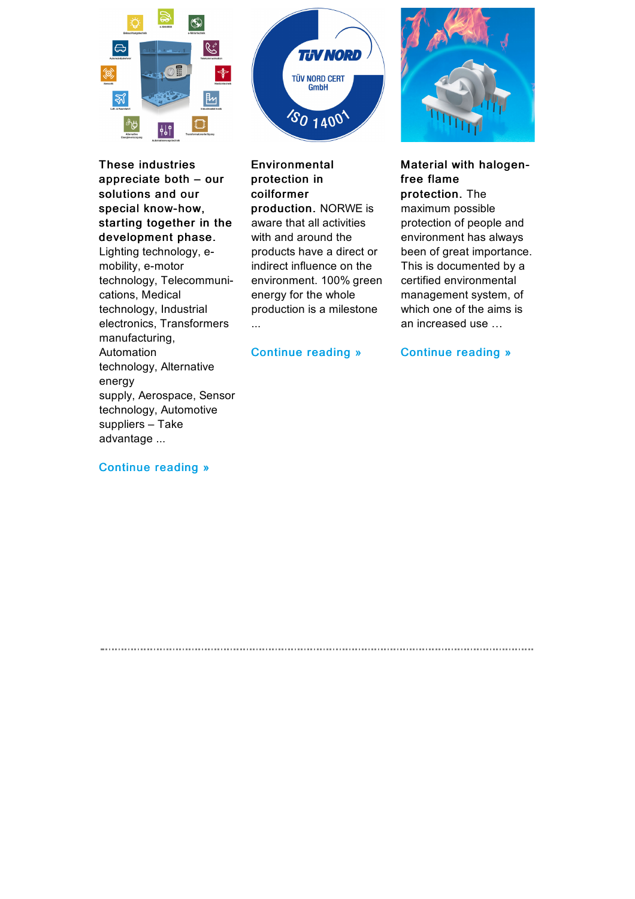**These industries appreciate both – our solutions and our special know-how, starting together in the development phase.** Lighting technology, e-mobility, e-motor technology, Telecommuni-cations, Medical technology, Industrial electronics, Transformers manufacturing, Automation technology, Alternative energy supply, Aerospace, Sensor technology, Automotive suppliers – Take advantage ...

Continue reading »

**Environmental protection in coilformer production.** NORWE is aware that all activities with and around the products have a direct or indirect influence on the environment. 100% green energy for the whole production is a milestone ...

Continue reading »

**Material with halogen-free flame protection.** The maximum possible protection for people and environment has always been of great importance. This is documented by a certified environmental management system, of which one of the aims is an increased use …

Continue reading »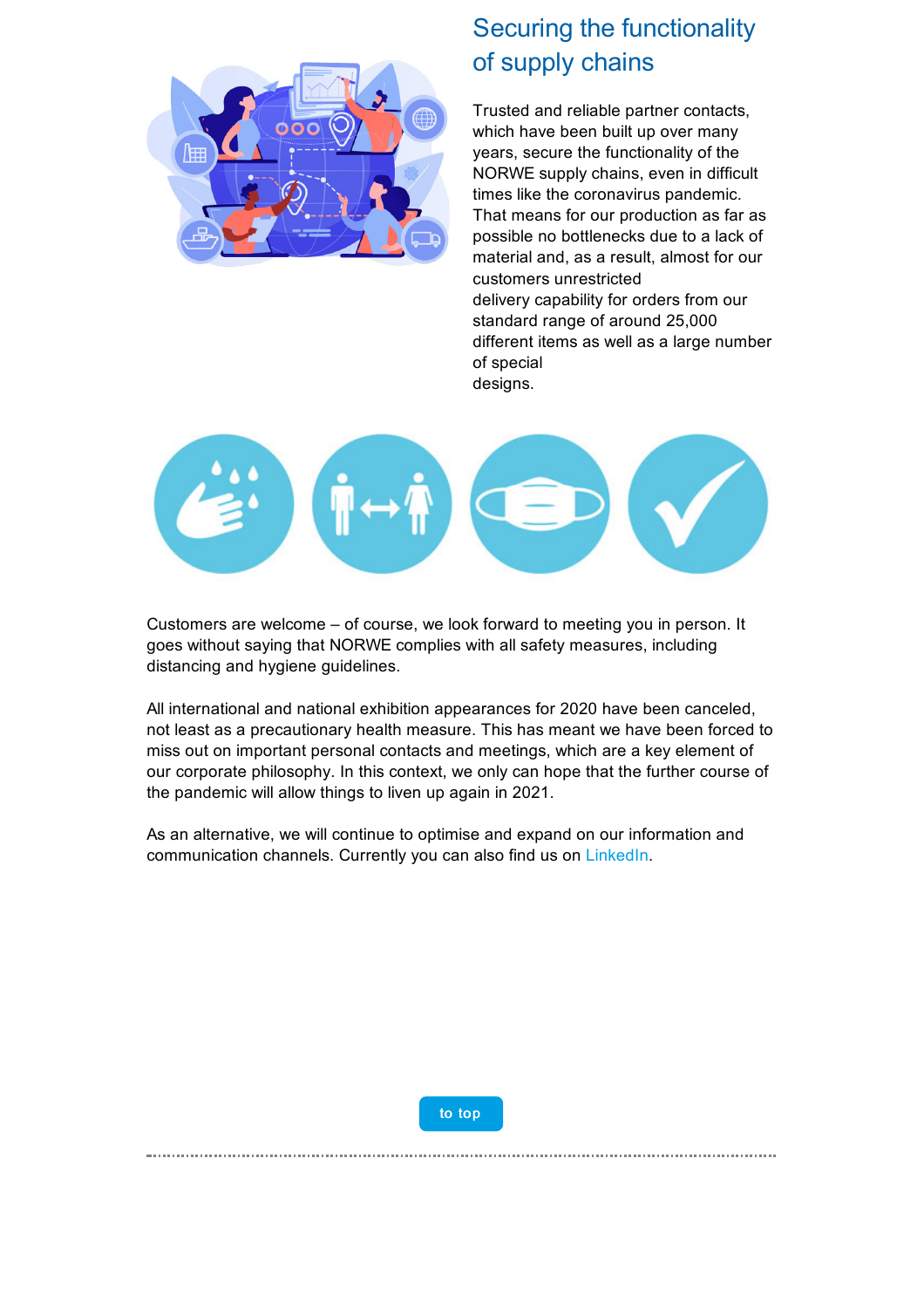## Securing the functionality of supply chains

Trusted and reliable partner contacts, which have been built up over many years, secure the functionality of the NORWE supply chains, even in difficult times like the coronavirus pandemic. That means for our production as far as possible no bottlenecks due to a lack of material and, as a result, almost for our customers unrestricted delivery capability for orders from our standard range of around 25,000 different items as well as a large number of special designs.

Customers are welcome – of course, we look forward to meeting you in person. It goes without saying that NORWE complies with all safety measures, including distancing and hygiene guidelines.

All international and national exhibition appearances for 2020 have been canceled, not least as a precautionary health measure. This has meant we have been forced to miss out on important personal contacts and meetings, which are a key element of our corporate philosophy. In this context, we only can hope that the further course of the pandemic will allow things to liven up again in 2021.

As an alternative, we will continue to optimise and expand on our information and communication channels. Currently you can also find us on LinkedIn.

to top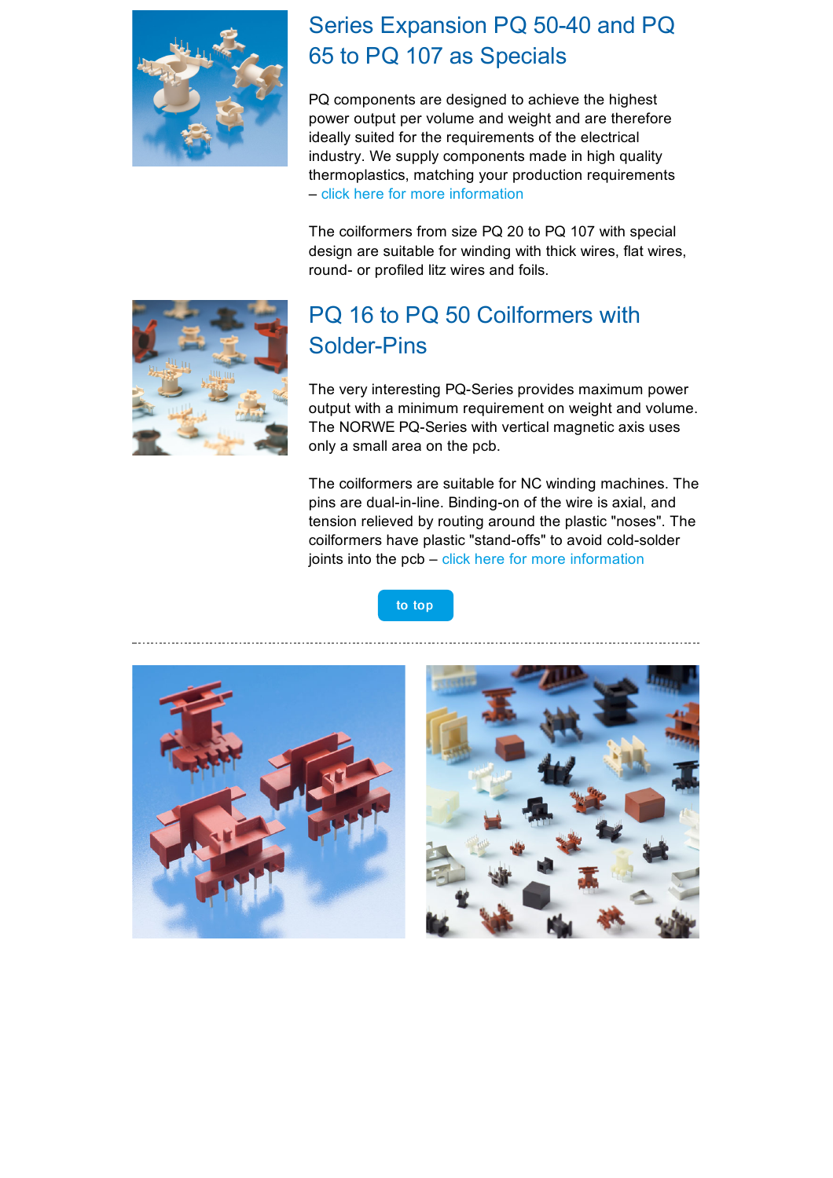## Series Expansion PQ 50-40 and PQ 65 to PQ 107 as Specials

PQ components are designed to achieve the highest power output per volume and weight and are therefore ideally suited for the requirements of the electrical industry. We supply components made in high quality thermoplastics, matching your production requirements – click here for more information

The coilformers from size PQ 20 to PQ 107 with special design are suitable for winding with thick wires, flat wires, round- or profiled litz wires and foils.

## PQ 16 to PQ 50 Coilformers with Solder-Pins

The very interesting PQ-Series provides maximum power output with a minimum requirement on weight and volume. The NORWE PQ-Series with vertical magnetic axis uses only a small area on the pcb.

The coilformers are suitable for NC winding machines. The pins are dual-in-line. Binding-on of the wire is axial, and tension relieved by routing around the plastic "noses". The coilformers have plastic "stand-offs" to avoid cold-solder joints into the pcb – click here for more information

to top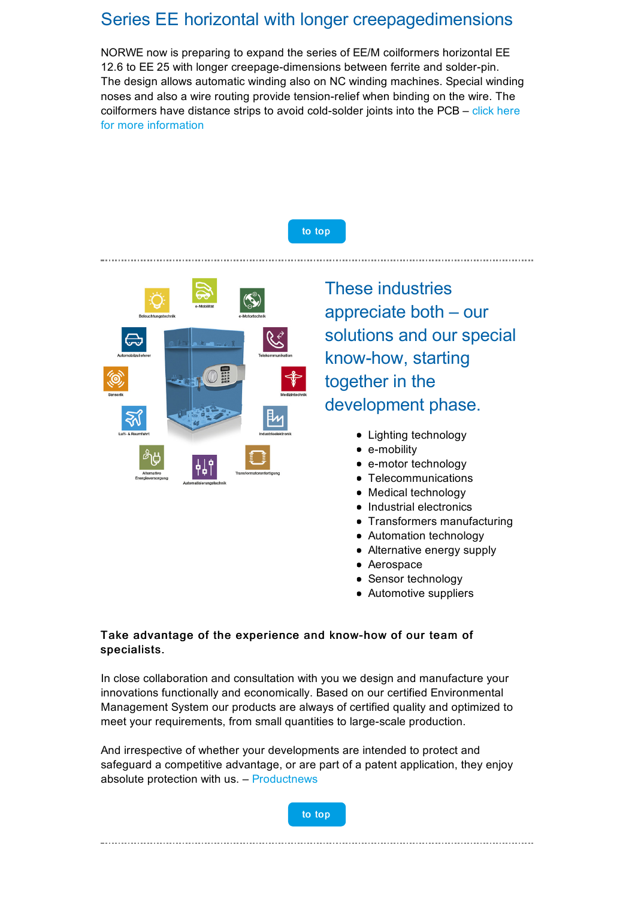## Series EE horizontal with longer creepagedimensions

NORWE now is preparing to expand the series of EE/M coilformers horizontal EE 12.6 to EE 25 with longer creepage-dimensions between ferrite and solder-pin. The design allows automatic winding also on NC winding machines. Special winding noses and also a wire routing provide tension-relief when binding on the wire. The coilformers have distance strips to avoid cold-solder joints into the PCB – click here for more information

to top

## These industries appreciate both – our solutions and our special know-how, starting together in the development phase.

- Lighting technology
- e-mobility
- e-motor technology
- Telecommunications
- Medical technology
- Industrial electronics
- Transformers manufacturing
- Automation technology
- Alternative energy supply
- Aerospace
- Sensor technology
- Automotive suppliers

**Take advantage of the experience and know-how of our team of specialists.**

In close collaboration and consultation with you we design and manufacture your innovations functionally and economically. Based on our certified Environmental Management System our products are always of certified quality and optimized to meet your requirements, from small quantities to large-scale production.

And irrespective of whether your developments are intended to protect and safeguard a competitive advantage, or are part of a patent application, they enjoy absolute protection with us. – Productnews

to top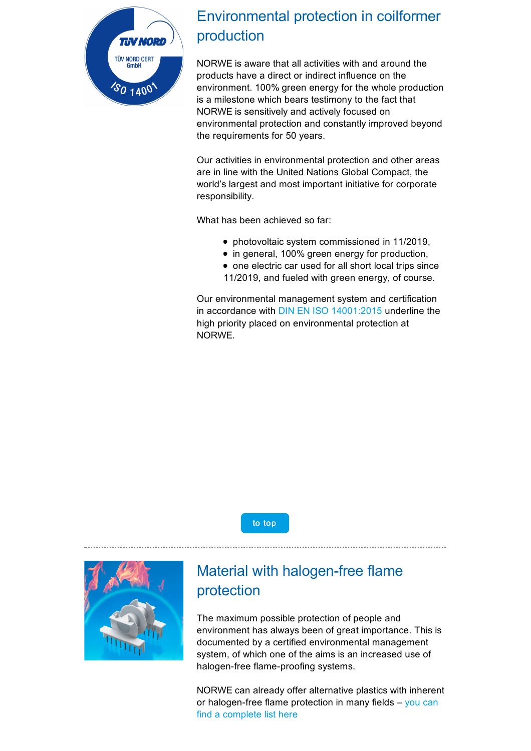## Environmental protection in coilformer production

NORWE is aware that all activities with and around the products have a direct or indirect influence on the environment. 100% green energy for the whole production is a milestone which bears testimony to the fact that NORWE is sensitively and actively focused on environmental protection and constantly improved beyond the requirements for 50 years.

Our activities in environmental protection and other areas are in line with the United Nations Global Compact, the world's largest and most important initiative for corporate responsibility.

What has been achieved so far:

- photovoltaic system commissioned in 11/2019,
- in general, 100% green energy for production,
- one electric car used for all short local trips since 11/2019, and fueled with green energy, of course.

Our environmental management system and certification in accordance with DIN EN ISO 14001:2015 underline the high priority placed on environmental protection at NORWE.

to top

---

## Material with halogen-free flame protection

The maximum possible protection of people and environment has always been of great importance. This is documented by a certified environmental management system, of which one of the aims is an increased use of halogen-free flame-proofing systems.

NORWE can already offer alternative plastics with inherent or halogen-free flame protection in many fields – you can find a complete list here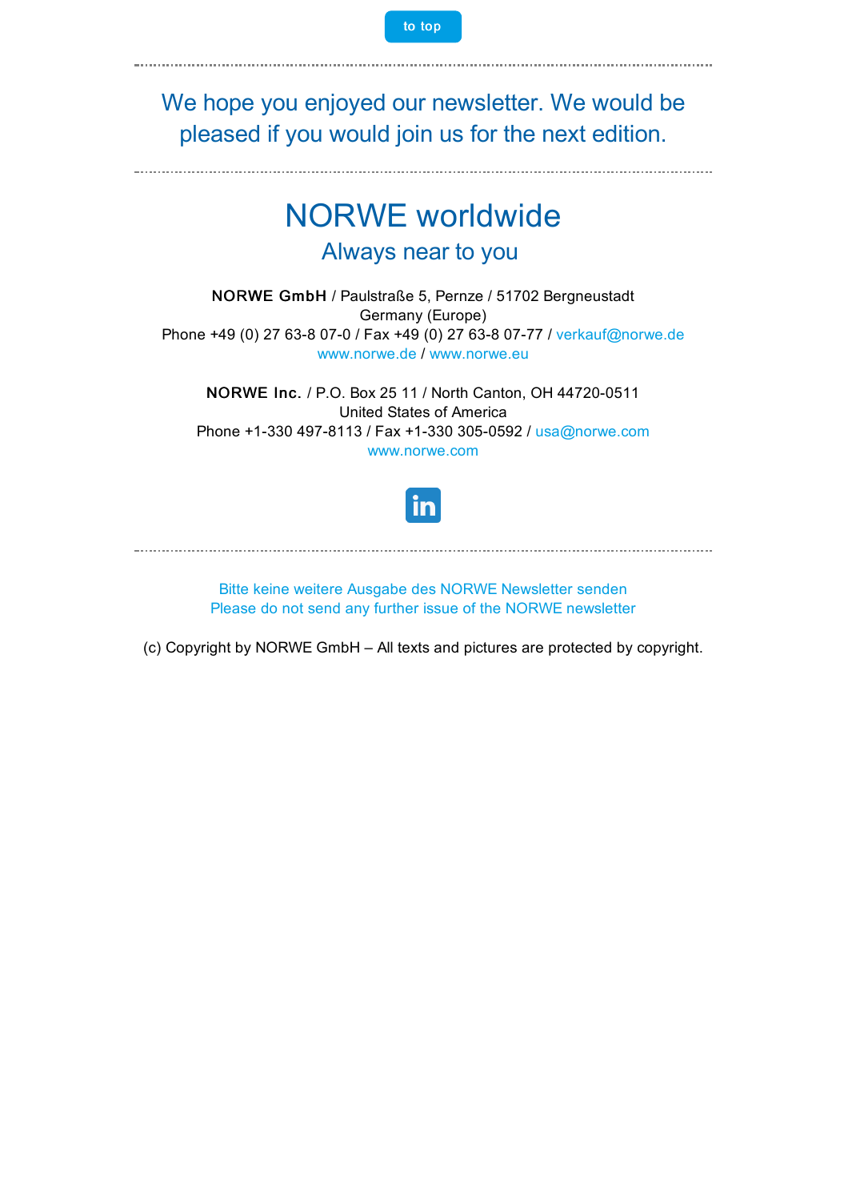to top

---

We hope you enjoyed our newsletter. We would be pleased if you would join us for the next edition.

---

# NORWE worldwide

## Always near to you

**NORWE GmbH** / Paulstraße 5, Pernze / 51702 Bergneustadt
Germany (Europe)
Phone +49 (0) 27 63-8 07-0 / Fax +49 (0) 27 63-8 07-77 / verkauf@norwe.de
www.norwe.de / www.norwe.eu

**NORWE Inc.** / P.O. Box 25 11 / North Canton, OH 44720-0511
United States of America
Phone +1-330 497-8113 / Fax +1-330 305-0592 / usa@norwe.com
www.norwe.com

---

Bitte keine weitere Ausgabe des NORWE Newsletter senden
Please do not send any further issue of the NORWE newsletter

(c) Copyright by NORWE GmbH – All texts and pictures are protected by copyright.